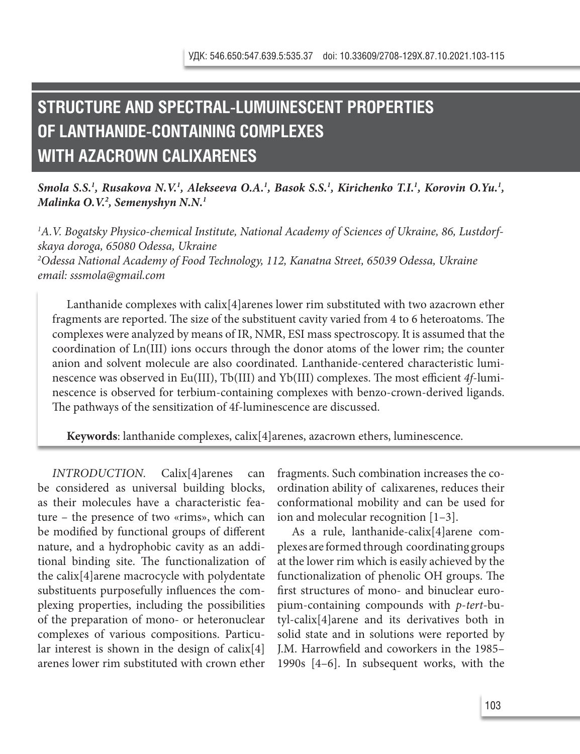УДК: 546.650:547.639.5:535.37 doi: 10.33609/2708-129X.87.10.2021.103-115

# STRUCTURE AND SPECTRAL-LUMUINESCENT PROPERTIES OF LANTHANIDE-CONTAINING COMPLEXES WITH AZACROWN CALIXARENES

***Smola S.S.[1], Rusakova N.V.[1], Alekseeva O.A.[1], Basok S.S.[1], Kirichenko T.I.[1], Korovin O.Yu.[1], Malinka O.V.[2], Semenyshyn N.N.[1]***

*[1]A.V. Bogatsky Physico-chemical Institute, National Academy of Sciences of Ukraine, 86, Lustdorfskaya doroga, 65080 Odessa, Ukraine*
*[2]Odessa National Academy of Food Technology, 112, Kanatna Street, 65039 Odessa, Ukraine*
*email: sssmola@gmail.com*

Lanthanide complexes with calix[4]arenes lower rim substituted with two azacrown ether fragments are reported. The size of the substituent cavity varied from 4 to 6 heteroatoms. The complexes were analyzed by means of IR, NMR, ESI mass spectroscopy. It is assumed that the coordination of Ln(III) ions occurs through the donor atoms of the lower rim; the counter anion and solvent molecule are also coordinated. Lanthanide-centered characteristic luminescence was observed in Eu(III), Tb(III) and Yb(III) complexes. The most efficient *4f*-luminescence is observed for terbium-containing complexes with benzo-crown-derived ligands. The pathways of the sensitization of 4f-luminescence are discussed.

**Keywords**: lanthanide complexes, calix[4]arenes, azacrown ethers, luminescence.

*INTRODUCTION.* Calix[4]arenes can be considered as universal building blocks, as their molecules have a characteristic feature – the presence of two «rims», which can be modified by functional groups of different nature, and a hydrophobic cavity as an additional binding site. The functionalization of the calix[4]arene macrocycle with polydentate substituents purposefully influences the complexing properties, including the possibilities of the preparation of mono- or heteronuclear complexes of various compositions. Particular interest is shown in the design of calix[4]arenes lower rim substituted with crown ether fragments. Such combination increases the coordination ability of calixarenes, reduces their conformational mobility and can be used for ion and molecular recognition [1–3].

As a rule, lanthanide-calix[4]arene complexes are formed through coordinating groups at the lower rim which is easily achieved by the functionalization of phenolic OH groups. The first structures of mono- and binuclear europium-containing compounds with *p-tert*-butyl-calix[4]arene and its derivatives both in solid state and in solutions were reported by J.M. Harrowfield and coworkers in the 1985–1990s [4–6]. In subsequent works, with the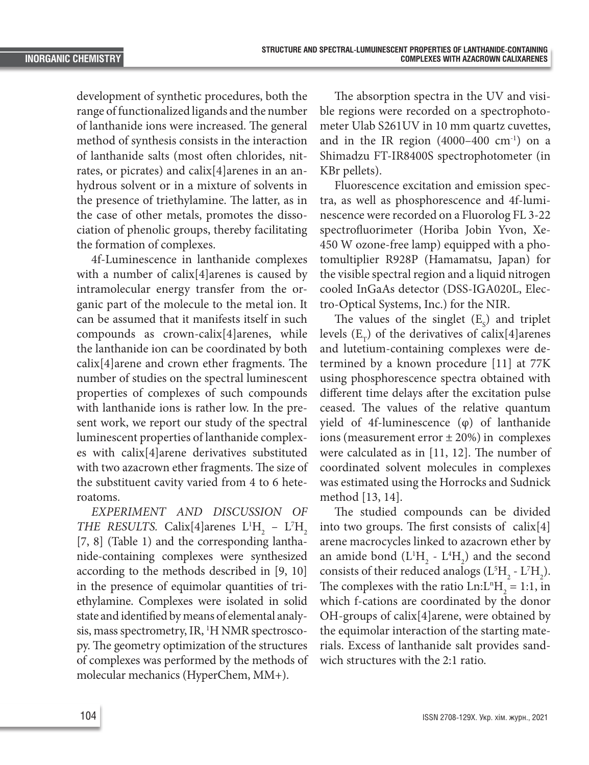development of synthetic procedures, both the range of functionalized ligands and the number of lanthanide ions were increased. The general method of synthesis consists in the interaction of lanthanide salts (most often chlorides, nitrates, or picrates) and calix[4]arenes in an anhydrous solvent or in a mixture of solvents in the presence of triethylamine. The latter, as in the case of other metals, promotes the dissociation of phenolic groups, thereby facilitating the formation of complexes.

4f-Luminescence in lanthanide complexes with a number of calix[4]arenes is caused by intramolecular energy transfer from the organic part of the molecule to the metal ion. It can be assumed that it manifests itself in such compounds as crown-calix[4]arenes, while the lanthanide ion can be coordinated by both calix[4]arene and crown ether fragments. The number of studies on the spectral luminescent properties of complexes of such compounds with lanthanide ions is rather low. In the present work, we report our study of the spectral luminescent properties of lanthanide complexes with calix[4]arene derivatives substituted with two azacrown ether fragments. The size of the substituent cavity varied from 4 to 6 heteroatoms.

*EXPERIMENT AND DISCUSSION OF THE RESULTS.* Calix[4]arenes $L^1H_2$ – $L^7H_2$ [7, 8] (Table 1) and the corresponding lanthanide-containing complexes were synthesized according to the methods described in [9, 10] in the presence of equimolar quantities of triethylamine. Complexes were isolated in solid state and identified by means of elemental analysis, mass spectrometry, IR, $^1$H NMR spectroscopy. The geometry optimization of the structures of complexes was performed by the methods of molecular mechanics (HyperChem, MM+).

The absorption spectra in the UV and visible regions were recorded on a spectrophotometer Ulab S261UV in 10 mm quartz cuvettes, and in the IR region (4000–400 cm$^{-1}$) on a Shimadzu FT-IR8400S spectrophotometer (in KBr pellets).

Fluorescence excitation and emission spectra, as well as phosphorescence and 4f-luminescence were recorded on a Fluorolog FL 3-22 spectrofluorimeter (Horiba Jobin Yvon, Xe-450 W ozone-free lamp) equipped with a photomultiplier R928P (Hamamatsu, Japan) for the visible spectral region and a liquid nitrogen cooled InGaAs detector (DSS-IGA020L, Electro-Optical Systems, Inc.) for the NIR.

The values of the singlet ($E_S$) and triplet levels ($E_T$) of the derivatives of calix[4]arenes and lutetium-containing complexes were determined by a known procedure [11] at 77K using phosphorescence spectra obtained with different time delays after the excitation pulse ceased. The values of the relative quantum yield of 4f-luminescence (φ) of lanthanide ions (measurement error ± 20%) in complexes were calculated as in [11, 12]. The number of coordinated solvent molecules in complexes was estimated using the Horrocks and Sudnick method [13, 14].

The studied compounds can be divided into two groups. The first consists of calix[4]arene macrocycles linked to azacrown ether by an amide bond ($L^1H_2$ - $L^4H_2$) and the second consists of their reduced analogs ($L^5H_2$ - $L^7H_2$). The complexes with the ratio Ln:$L^nH_2$ = 1:1, in which f-cations are coordinated by the donor OH-groups of calix[4]arene, were obtained by the equimolar interaction of the starting materials. Excess of lanthanide salt provides sandwich structures with the 2:1 ratio.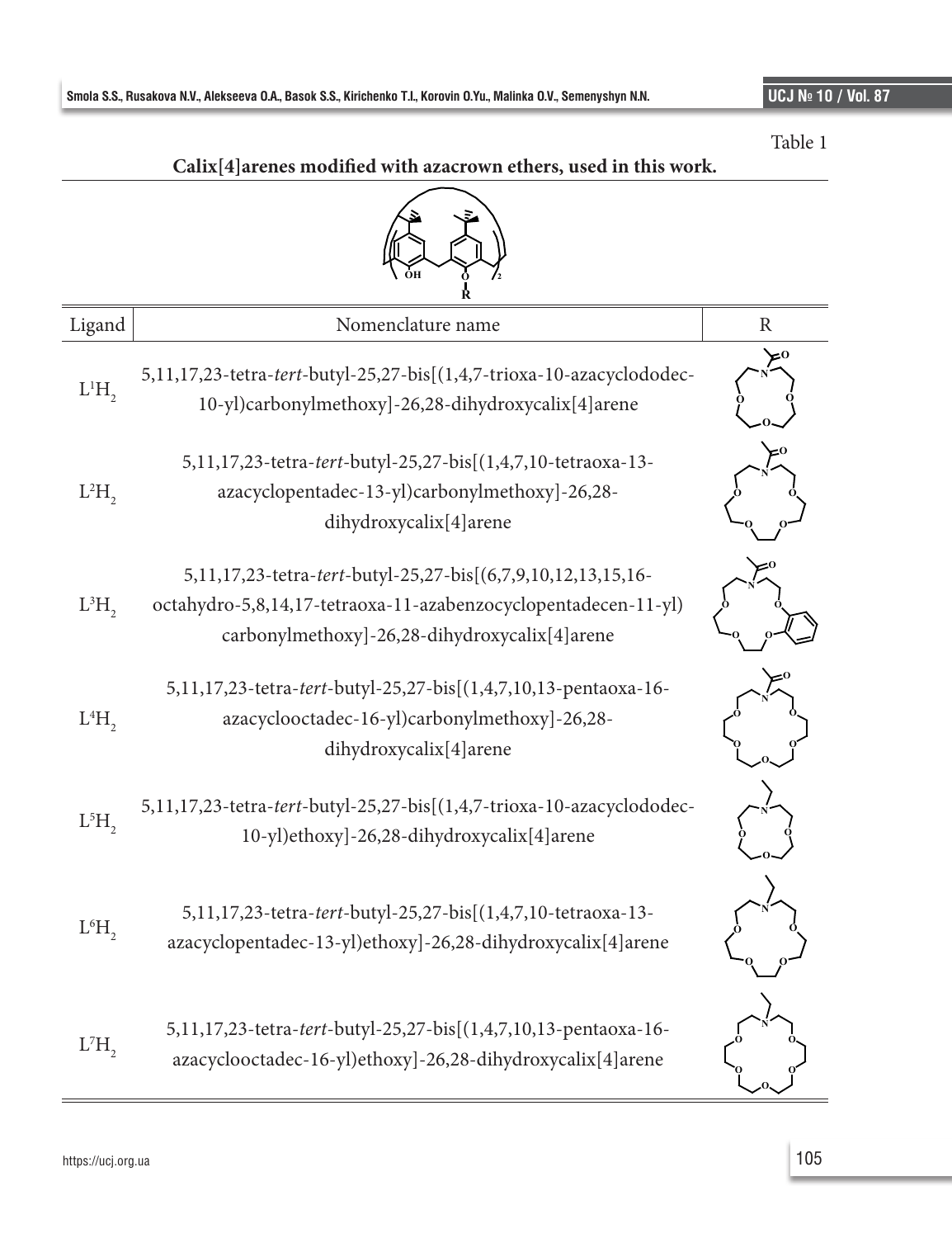Table 1

**Calix[4]arenes modified with azacrown ethers, used in this work.**

| Ligand | Nomenclature name | R |
|---|---|---|
| $L^1H_2$ | 5,11,17,23-tetra-*tert*-butyl-25,27-bis[(1,4,7-trioxa-10-azacyclododec-10-yl)carbonylmethoxy]-26,28-dihydroxycalix[4]arene | |
| $L^2H_2$ | 5,11,17,23-tetra-*tert*-butyl-25,27-bis[(1,4,7,10-tetraoxa-13-azacyclopentadec-13-yl)carbonylmethoxy]-26,28-dihydroxycalix[4]arene | |
| $L^3H_2$ | 5,11,17,23-tetra-*tert*-butyl-25,27-bis[(6,7,9,10,12,13,15,16-octahydro-5,8,14,17-tetraoxa-11-azabenzocyclopentadecen-11-yl)carbonylmethoxy]-26,28-dihydroxycalix[4]arene | |
| $L^4H_2$ | 5,11,17,23-tetra-*tert*-butyl-25,27-bis[(1,4,7,10,13-pentaoxa-16-azacyclooctadec-16-yl)carbonylmethoxy]-26,28-dihydroxycalix[4]arene | |
| $L^5H_2$ | 5,11,17,23-tetra-*tert*-butyl-25,27-bis[(1,4,7-trioxa-10-azacyclododec-10-yl)ethoxy]-26,28-dihydroxycalix[4]arene | |
| $L^6H_2$ | 5,11,17,23-tetra-*tert*-butyl-25,27-bis[(1,4,7,10-tetraoxa-13-azacyclopentadec-13-yl)ethoxy]-26,28-dihydroxycalix[4]arene | |
| $L^7H_2$ | 5,11,17,23-tetra-*tert*-butyl-25,27-bis[(1,4,7,10,13-pentaoxa-16-azacyclooctadec-16-yl)ethoxy]-26,28-dihydroxycalix[4]arene | |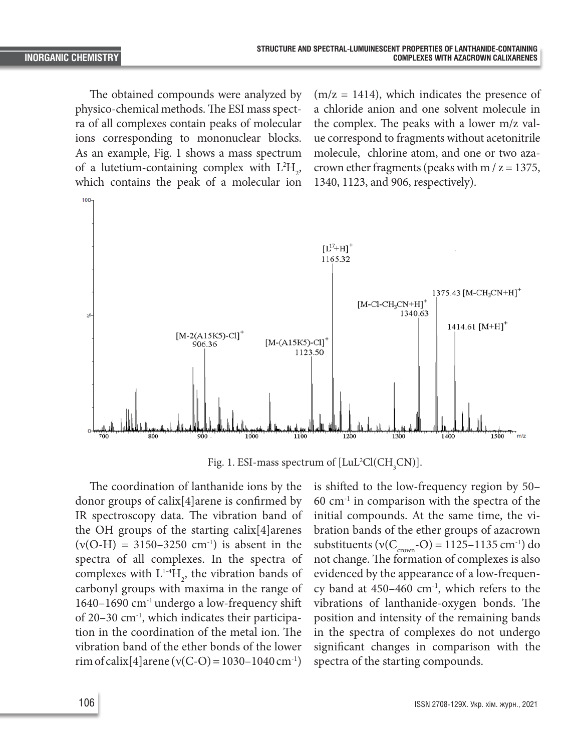The obtained compounds were analyzed by physico-chemical methods. The ESI mass spectra of all complexes contain peaks of molecular ions corresponding to mononuclear blocks. As an example, Fig. 1 shows a mass spectrum of a lutetium-containing complex with $L^2H_2$, which contains the peak of a molecular ion (m/z = 1414), which indicates the presence of a chloride anion and one solvent molecule in the complex. The peaks with a lower m/z value correspond to fragments without acetonitrile molecule, chlorine atom, and one or two azacrown ether fragments (peaks with m / z = 1375, 1340, 1123, and 906, respectively).

Fig. 1. ESI-mass spectrum of $[LuL^2Cl(CH_3CN)]$.

The coordination of lanthanide ions by the donor groups of calix[4]arene is confirmed by IR spectroscopy data. The vibration band of the OH groups of the starting calix[4]arenes ($\nu$(O-H) = 3150–3250 $cm^{-1}$) is absent in the spectra of all complexes. In the spectra of complexes with $L^{1-4}H_2$, the vibration bands of carbonyl groups with maxima in the range of 1640–1690 $cm^{-1}$ undergo a low-frequency shift of 20–30 $cm^{-1}$, which indicates their participation in the coordination of the metal ion. The vibration band of the ether bonds of the lower rim of calix[4]arene ($\nu$(C-O) = 1030–1040 $cm^{-1}$) is shifted to the low-frequency region by 50–60 $cm^{-1}$ in comparison with the spectra of the initial compounds. At the same time, the vibration bands of the ether groups of azacrown substituents ($\nu(C_{crown}$-O) = 1125–1135 $cm^{-1}$) do not change. The formation of complexes is also evidenced by the appearance of a low-frequency band at 450–460 $cm^{-1}$, which refers to the vibrations of lanthanide-oxygen bonds. The position and intensity of the remaining bands in the spectra of complexes do not undergo significant changes in comparison with the spectra of the starting compounds.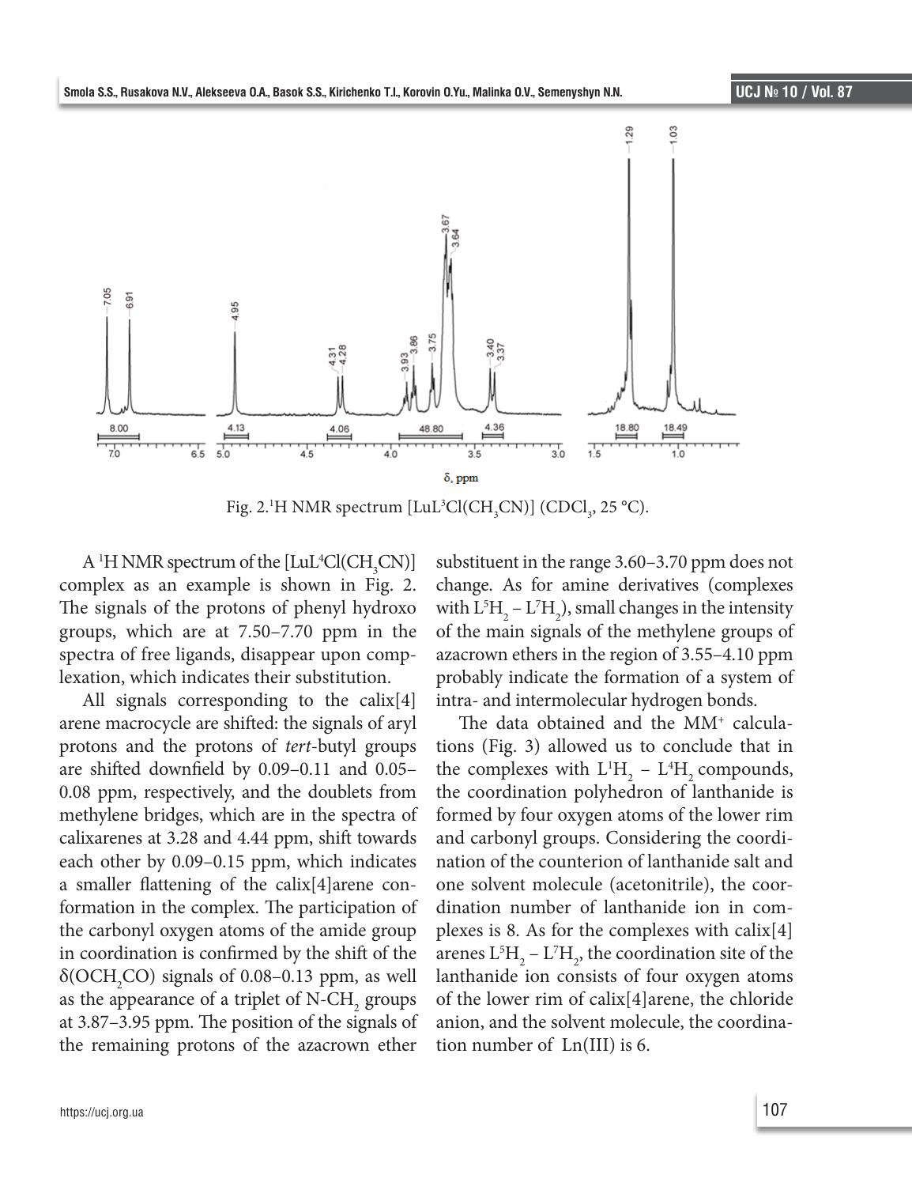Fig. 2. $^1$H NMR spectrum [$LuL^3Cl(CH_3CN)$] ($CDCl_3$, 25 °C).

A $^1$H NMR spectrum of the [$LuL^4Cl(CH_3CN)$] complex as an example is shown in Fig. 2. The signals of the protons of phenyl hydroxo groups, which are at 7.50–7.70 ppm in the spectra of free ligands, disappear upon complexation, which indicates their substitution.

All signals corresponding to the calix[4]arene macrocycle are shifted: the signals of aryl protons and the protons of *tert*-butyl groups are shifted downfield by 0.09–0.11 and 0.05–0.08 ppm, respectively, and the doublets from methylene bridges, which are in the spectra of calixarenes at 3.28 and 4.44 ppm, shift towards each other by 0.09–0.15 ppm, which indicates a smaller flattening of the calix[4]arene conformation in the complex. The participation of the carbonyl oxygen atoms of the amide group in coordination is confirmed by the shift of the δ($OCH_2CO$) signals of 0.08–0.13 ppm, as well as the appearance of a triplet of N-$CH_2$ groups at 3.87–3.95 ppm. The position of the signals of the remaining protons of the azacrown ether substituent in the range 3.60–3.70 ppm does not change. As for amine derivatives (complexes with $L^5H_2$ – $L^7H_2$), small changes in the intensity of the main signals of the methylene groups of azacrown ethers in the region of 3.55–4.10 ppm probably indicate the formation of a system of intra- and intermolecular hydrogen bonds.

The data obtained and the MM$^+$ calculations (Fig. 3) allowed us to conclude that in the complexes with $L^1H_2$ – $L^4H_2$ compounds, the coordination polyhedron of lanthanide is formed by four oxygen atoms of the lower rim and carbonyl groups. Considering the coordination of the counterion of lanthanide salt and one solvent molecule (acetonitrile), the coordination number of lanthanide ion in complexes is 8. As for the complexes with calix[4]arenes $L^5H_2$ – $L^7H_2$, the coordination site of the lanthanide ion consists of four oxygen atoms of the lower rim of calix[4]arene, the chloride anion, and the solvent molecule, the coordination number of Ln(III) is 6.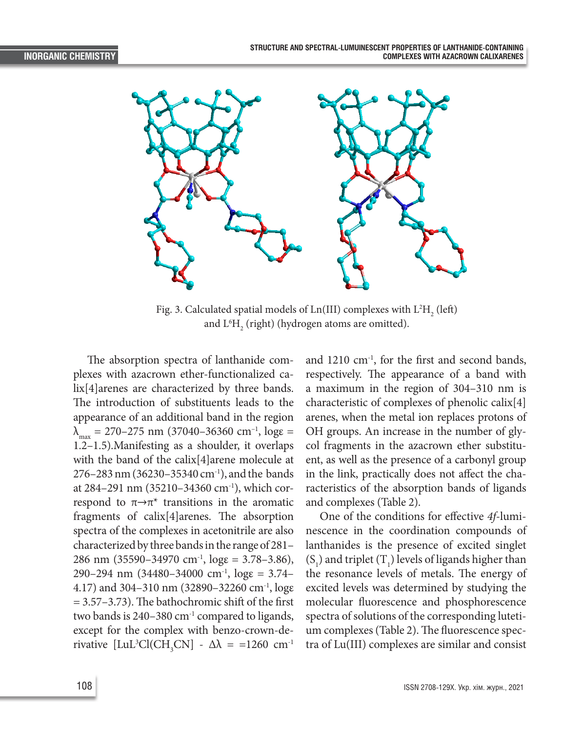Fig. 3. Calculated spatial models of Ln(III) complexes with $L^2H_2$ (left) and $L^6H_2$ (right) (hydrogen atoms are omitted).

The absorption spectra of lanthanide complexes with azacrown ether-functionalized calix[4]arenes are characterized by three bands. The introduction of substituents leads to the appearance of an additional band in the region $\lambda_{max}$ = 270–275 nm (37040–36360 cm$^{-1}$, logε = 1.2–1.5).Manifesting as a shoulder, it overlaps with the band of the calix[4]arene molecule at 276–283 nm (36230–35340 cm$^{-1}$), and the bands at 284–291 nm (35210–34360 cm$^{-1}$), which correspond to $\pi \rightarrow \pi^*$ transitions in the aromatic fragments of calix[4]arenes. The absorption spectra of the complexes in acetonitrile are also characterized by three bands in the range of 281–286 nm (35590–34970 cm$^{-1}$, logε = 3.78–3.86), 290–294 nm (34480–34000 cm$^{-1}$, logε = 3.74–4.17) and 304–310 nm (32890–32260 cm$^{-1}$, logε = 3.57–3.73). The bathochromic shift of the first two bands is 240–380 cm$^{-1}$ compared to ligands, except for the complex with benzo-crown-derivative [$LuL^3Cl(CH_3CN)$] - Δλ = =1260 cm$^{-1}$ and 1210 cm$^{-1}$, for the first and second bands, respectively. The appearance of a band with a maximum in the region of 304–310 nm is characteristic of complexes of phenolic calix[4]arenes, when the metal ion replaces protons of OH groups. An increase in the number of glycol fragments in the azacrown ether substituent, as well as the presence of a carbonyl group in the link, practically does not affect the characteristics of the absorption bands of ligands and complexes (Table 2).

One of the conditions for effective *4f*-luminescence in the coordination compounds of lanthanides is the presence of excited singlet ($S_1$) and triplet ($T_1$) levels of ligands higher than the resonance levels of metals. The energy of excited levels was determined by studying the molecular fluorescence and phosphorescence spectra of solutions of the corresponding lutetium complexes (Table 2). The fluorescence spectra of Lu(III) complexes are similar and consist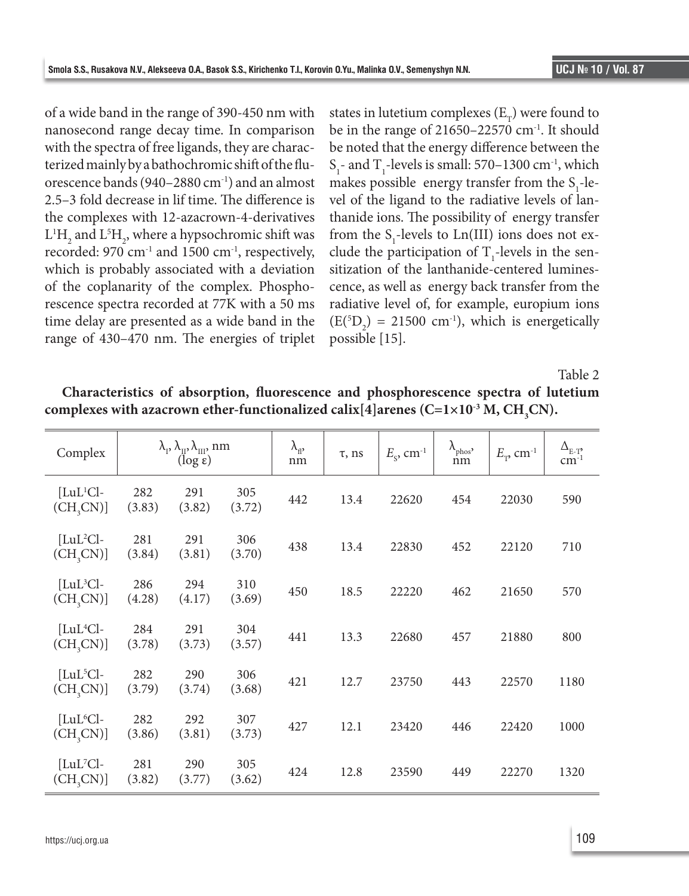of a wide band in the range of 390-450 nm with nanosecond range decay time. In comparison with the spectra of free ligands, they are characterized mainly by a bathochromic shift of the fluorescence bands (940–2880 cm$^{-1}$) and an almost 2.5–3 fold decrease in lif time. The difference is the complexes with 12-azacrown-4-derivatives $L^1H_2$ and $L^5H_2$, where a hypsochromic shift was recorded: 970 cm$^{-1}$ and 1500 cm$^{-1}$, respectively, which is probably associated with a deviation of the coplanarity of the complex. Phosphorescence spectra recorded at 77K with a 50 ms time delay are presented as a wide band in the range of 430–470 nm. The energies of triplet states in lutetium complexes ($E_T$) were found to be in the range of 21650–22570 cm$^{-1}$. It should be noted that the energy difference between the $S_1$- and $T_1$-levels is small: 570–1300 cm$^{-1}$, which makes possible energy transfer from the $S_1$-level of the ligand to the radiative levels of lanthanide ions. The possibility of energy transfer from the $S_1$-levels to Ln(III) ions does not exclude the participation of $T_1$-levels in the sensitization of the lanthanide-centered luminescence, as well as energy back transfer from the radiative level of, for example, europium ions ($E(^5D_2)$ = 21500 cm$^{-1}$), which is energetically possible [15].

Table 2

**Characteristics of absorption, fluorescence and phosphorescence spectra of lutetium complexes with azacrown ether-functionalized calix[4]arenes (C=1×10$^{-3}$ M, $CH_3CN$).**

| Complex | $\lambda_I$, $\lambda_{II}$, $\lambda_{III}$, nm (log ε) | | | $\lambda_{fl}$, nm | τ, ns | $E_S$, cm$^{-1}$ | $\lambda_{phos}$, nm | $E_T$, cm$^{-1}$ | $\Delta_{E-T}$, cm$^{-1}$ |
|---|---|---|---|---|---|---|---|---|---|
| [$LuL^1Cl$-($CH_3CN$)] | 282 (3.83) | 291 (3.82) | 305 (3.72) | 442 | 13.4 | 22620 | 454 | 22030 | 590 |
| [$LuL^2Cl$-($CH_3CN$)] | 281 (3.84) | 291 (3.81) | 306 (3.70) | 438 | 13.4 | 22830 | 452 | 22120 | 710 |
| [$LuL^3Cl$-($CH_3CN$)] | 286 (4.28) | 294 (4.17) | 310 (3.69) | 450 | 18.5 | 22220 | 462 | 21650 | 570 |
| [$LuL^4Cl$-($CH_3CN$)] | 284 (3.78) | 291 (3.73) | 304 (3.57) | 441 | 13.3 | 22680 | 457 | 21880 | 800 |
| [$LuL^5Cl$-($CH_3CN$)] | 282 (3.79) | 290 (3.74) | 306 (3.68) | 421 | 12.7 | 23750 | 443 | 22570 | 1180 |
| [$LuL^6Cl$-($CH_3CN$)] | 282 (3.86) | 292 (3.81) | 307 (3.73) | 427 | 12.1 | 23420 | 446 | 22420 | 1000 |
| [$LuL^7Cl$-($CH_3CN$)] | 281 (3.82) | 290 (3.77) | 305 (3.62) | 424 | 12.8 | 23590 | 449 | 22270 | 1320 |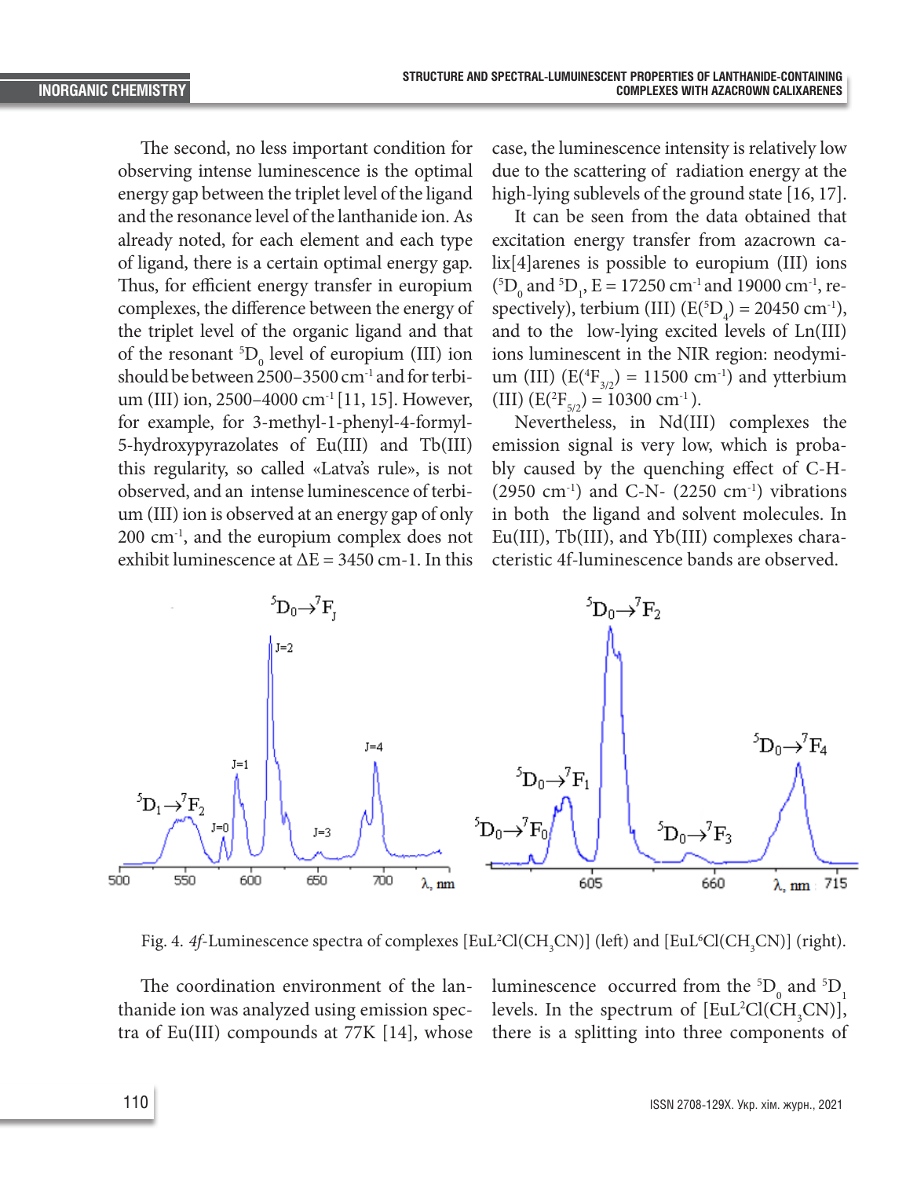The second, no less important condition for observing intense luminescence is the optimal energy gap between the triplet level of the ligand and the resonance level of the lanthanide ion. As already noted, for each element and each type of ligand, there is a certain optimal energy gap. Thus, for efficient energy transfer in europium complexes, the difference between the energy of the triplet level of the organic ligand and that of the resonant $^5D_0$ level of europium (III) ion should be between 2500–3500 $cm^{-1}$ and for terbium (III) ion, 2500–4000 $cm^{-1}$ [11, 15]. However, for example, for 3-methyl-1-phenyl-4-formyl-5-hydroxypyrazolates of Eu(III) and Tb(III) this regularity, so called «Latva's rule», is not observed, and an intense luminescence of terbium (III) ion is observed at an energy gap of only 200 $cm^{-1}$, and the europium complex does not exhibit luminescence at $\Delta E$ = 3450 cm-1. In this case, the luminescence intensity is relatively low due to the scattering of radiation energy at the high-lying sublevels of the ground state [16, 17].

It can be seen from the data obtained that excitation energy transfer from azacrown calix[4]arenes is possible to europium (III) ions ($^5D_0$ and $^5D_1$, E = 17250 $cm^{-1}$ and 19000 $cm^{-1}$, respectively), terbium (III) (E($^5D_4$) = 20450 $cm^{-1}$), and to the low-lying excited levels of Ln(III) ions luminescent in the NIR region: neodymium (III) (E($^4F_{3/2}$) = 11500 $cm^{-1}$) and ytterbium (III) (E($^2F_{5/2}$) = 10300 $cm^{-1}$).

Nevertheless, in Nd(III) complexes the emission signal is very low, which is probably caused by the quenching effect of C-H- (2950 $cm^{-1}$) and C-N- (2250 $cm^{-1}$) vibrations in both the ligand and solvent molecules. In Eu(III), Tb(III), and Yb(III) complexes characteristic 4f-luminescence bands are observed.

Fig. 4. *4f*-Luminescence spectra of complexes [$EuL^2Cl(CH_3CN)$] (left) and [$EuL^6Cl(CH_3CN)$] (right).

The coordination environment of the lanthanide ion was analyzed using emission spectra of Eu(III) compounds at 77K [14], whose luminescence occurred from the $^5D_0$ and $^5D_1$ levels. In the spectrum of [$EuL^2Cl(CH_3CN)$], there is a splitting into three components of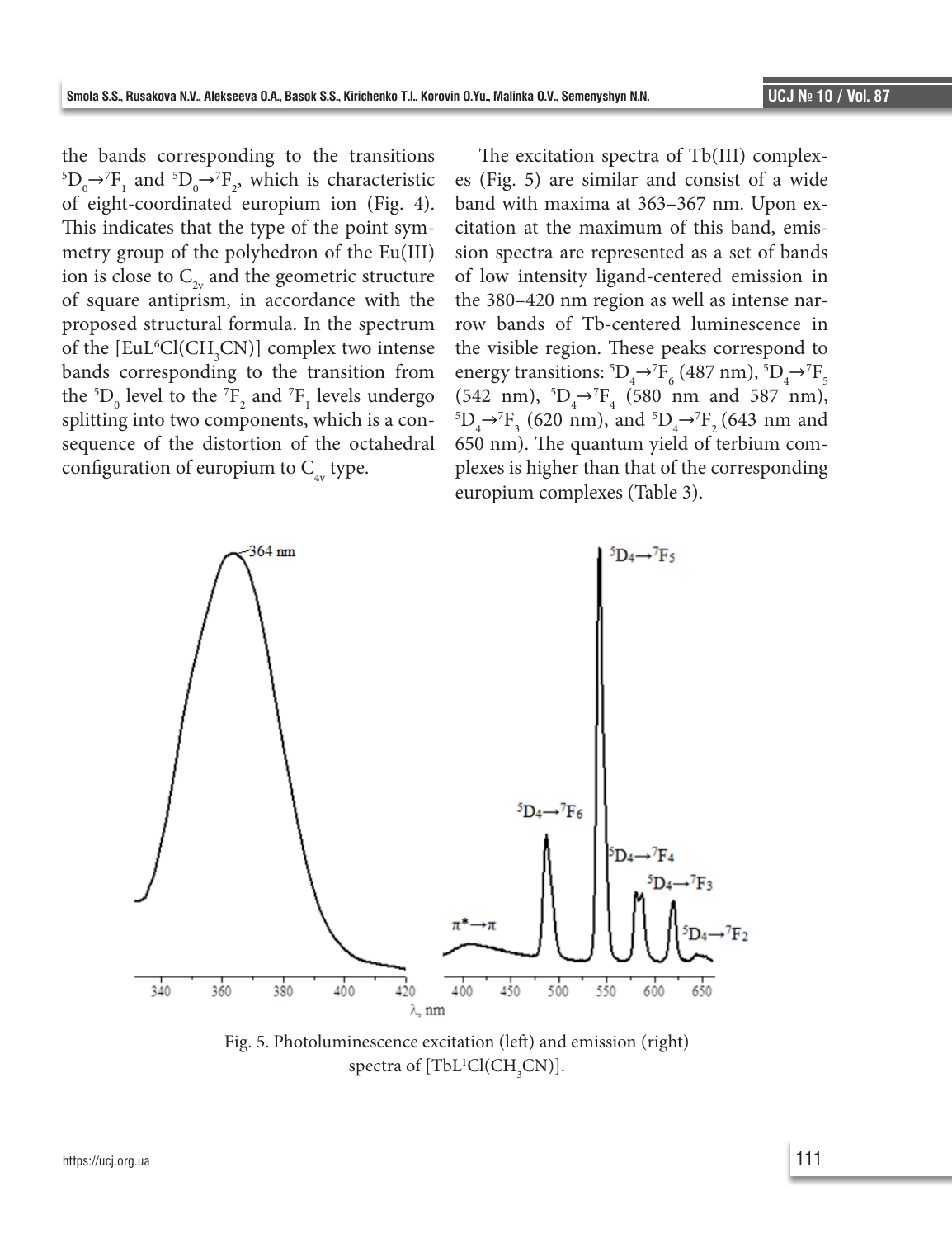the bands corresponding to the transitions $^5D_0 \rightarrow ^7F_1$ and $^5D_0 \rightarrow ^7F_2$, which is characteristic of eight-coordinated europium ion (Fig. 4). This indicates that the type of the point symmetry group of the polyhedron of the Eu(III) ion is close to $C_{2v}$ and the geometric structure of square antiprism, in accordance with the proposed structural formula. In the spectrum of the [$EuL^6Cl(CH_3CN)$] complex two intense bands corresponding to the transition from the $^5D_0$ level to the $^7F_2$ and $^7F_1$ levels undergo splitting into two components, which is a consequence of the distortion of the octahedral configuration of europium to $C_{4v}$ type.

The excitation spectra of Tb(III) complexes (Fig. 5) are similar and consist of a wide band with maxima at 363–367 nm. Upon excitation at the maximum of this band, emission spectra are represented as a set of bands of low intensity ligand-centered emission in the 380–420 nm region as well as intense narrow bands of Tb-centered luminescence in the visible region. These peaks correspond to energy transitions: $^5D_4 \rightarrow ^7F_6$ (487 nm), $^5D_4 \rightarrow ^7F_5$ (542 nm), $^5D_4 \rightarrow ^7F_4$ (580 nm and 587 nm), $^5D_4 \rightarrow ^7F_3$ (620 nm), and $^5D_4 \rightarrow ^7F_2$ (643 nm and 650 nm). The quantum yield of terbium complexes is higher than that of the corresponding europium complexes (Table 3).

Fig. 5. Photoluminescence excitation (left) and emission (right) spectra of [$TbL^1Cl(CH_3CN)$].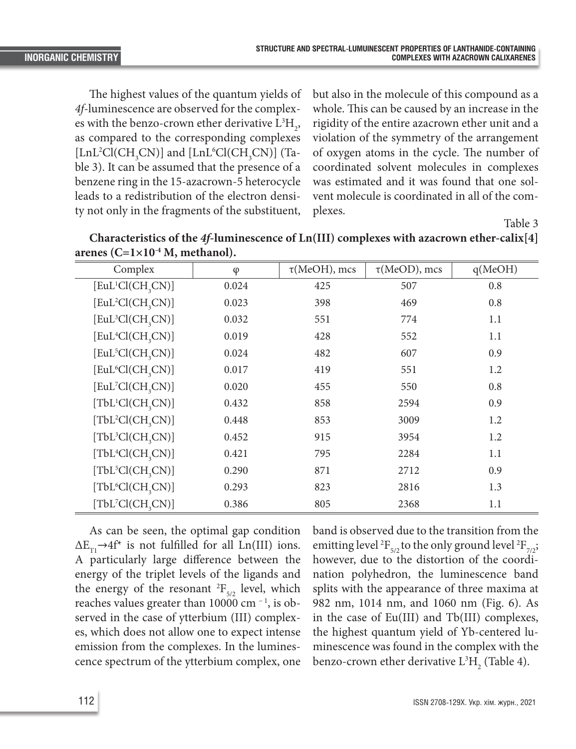The highest values of the quantum yields of *4f*-luminescence are observed for the complexes with the benzo-crown ether derivative $L^3H_2$, as compared to the corresponding complexes $[LnL^2Cl(CH_3CN)]$ and $[LnL^6Cl(CH_3CN)]$ (Table 3). It can be assumed that the presence of a benzene ring in the 15-azacrown-5 heterocycle leads to a redistribution of the electron density not only in the fragments of the substituent, but also in the molecule of this compound as a whole. This can be caused by an increase in the rigidity of the entire azacrown ether unit and a violation of the symmetry of the arrangement of oxygen atoms in the cycle. The number of coordinated solvent molecules in complexes was estimated and it was found that one solvent molecule is coordinated in all of the complexes.

Table 3

**Characteristics of the *4f*-luminescence of Ln(III) complexes with azacrown ether-calix[4] arenes (C=1×10$^{-4}$ M, methanol).**

| Complex | φ | τ(MeOH), mcs | τ(MeOD), mcs | q(MeOH) |
|---|---|---|---|---|
| $[EuL^1Cl(CH_3CN)]$ | 0.024 | 425 | 507 | 0.8 |
| $[EuL^2Cl(CH_3CN)]$ | 0.023 | 398 | 469 | 0.8 |
| $[EuL^3Cl(CH_3CN)]$ | 0.032 | 551 | 774 | 1.1 |
| $[EuL^4Cl(CH_3CN)]$ | 0.019 | 428 | 552 | 1.1 |
| $[EuL^5Cl(CH_3CN)]$ | 0.024 | 482 | 607 | 0.9 |
| $[EuL^6Cl(CH_3CN)]$ | 0.017 | 419 | 551 | 1.2 |
| $[EuL^7Cl(CH_3CN)]$ | 0.020 | 455 | 550 | 0.8 |
| $[TbL^1Cl(CH_3CN)]$ | 0.432 | 858 | 2594 | 0.9 |
| $[TbL^2Cl(CH_3CN)]$ | 0.448 | 853 | 3009 | 1.2 |
| $[TbL^3Cl(CH_3CN)]$ | 0.452 | 915 | 3954 | 1.2 |
| $[TbL^4Cl(CH_3CN)]$ | 0.421 | 795 | 2284 | 1.1 |
| $[TbL^5Cl(CH_3CN)]$ | 0.290 | 871 | 2712 | 0.9 |
| $[TbL^6Cl(CH_3CN)]$ | 0.293 | 823 | 2816 | 1.3 |
| $[TbL^7Cl(CH_3CN)]$ | 0.386 | 805 | 2368 | 1.1 |

As can be seen, the optimal gap condition $\Delta E_{T1} \rightarrow 4f^*$ is not fulfilled for all Ln(III) ions. A particularly large difference between the energy of the triplet levels of the ligands and the energy of the resonant $^2F_{5/2}$ level, which reaches values greater than 10000 cm$^{-1}$, is observed in the case of ytterbium (III) complexes, which does not allow one to expect intense emission from the complexes. In the luminescence spectrum of the ytterbium complex, one band is observed due to the transition from the emitting level $^2F_{5/2}$ to the only ground level $^2F_{7/2}$; however, due to the distortion of the coordination polyhedron, the luminescence band splits with the appearance of three maxima at 982 nm, 1014 nm, and 1060 nm (Fig. 6). As in the case of Eu(III) and Tb(III) complexes, the highest quantum yield of Yb-centered luminescence was found in the complex with the benzo-crown ether derivative $L^3H_2$ (Table 4).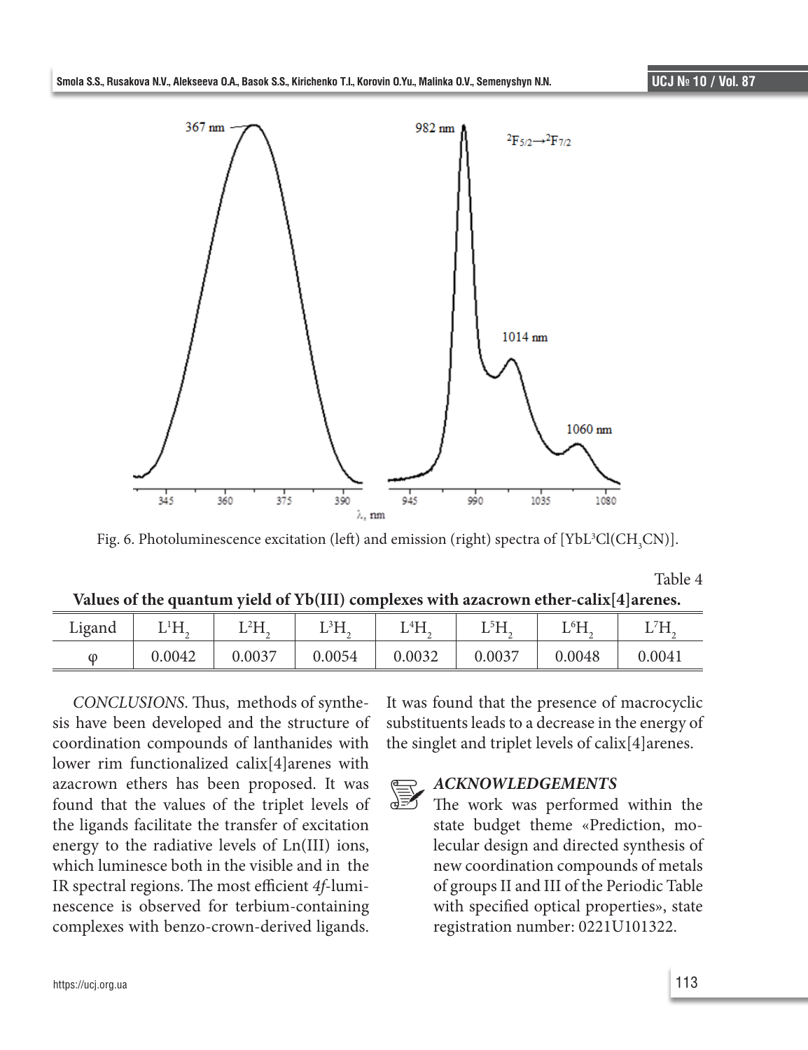Fig. 6. Photoluminescence excitation (left) and emission (right) spectra of [$YbL^3Cl(CH_3CN)$].

Table 4

**Values of the quantum yield of Yb(III) complexes with azacrown ether-calix[4]arenes.**

| Ligand | $L^1H_2$ | $L^2H_2$ | $L^3H_2$ | $L^4H_2$ | $L^5H_2$ | $L^6H_2$ | $L^7H_2$ |
|---|---|---|---|---|---|---|---|
| φ | 0.0042 | 0.0037 | 0.0054 | 0.0032 | 0.0037 | 0.0048 | 0.0041 |

*CONCLUSIONS*. Thus, methods of synthesis have been developed and the structure of coordination compounds of lanthanides with lower rim functionalized calix[4]arenes with azacrown ethers has been proposed. It was found that the values of the triplet levels of the ligands facilitate the transfer of excitation energy to the radiative levels of Ln(III) ions, which luminesce both in the visible and in the IR spectral regions. The most efficient *4f*-luminescence is observed for terbium-containing complexes with benzo-crown-derived ligands. It was found that the presence of macrocyclic substituents leads to a decrease in the energy of the singlet and triplet levels of calix[4]arenes.

### *ACKNOWLEDGEMENTS*

The work was performed within the state budget theme «Prediction, molecular design and directed synthesis of new coordination compounds of metals of groups II and III of the Periodic Table with specified optical properties», state registration number: 0221U101322.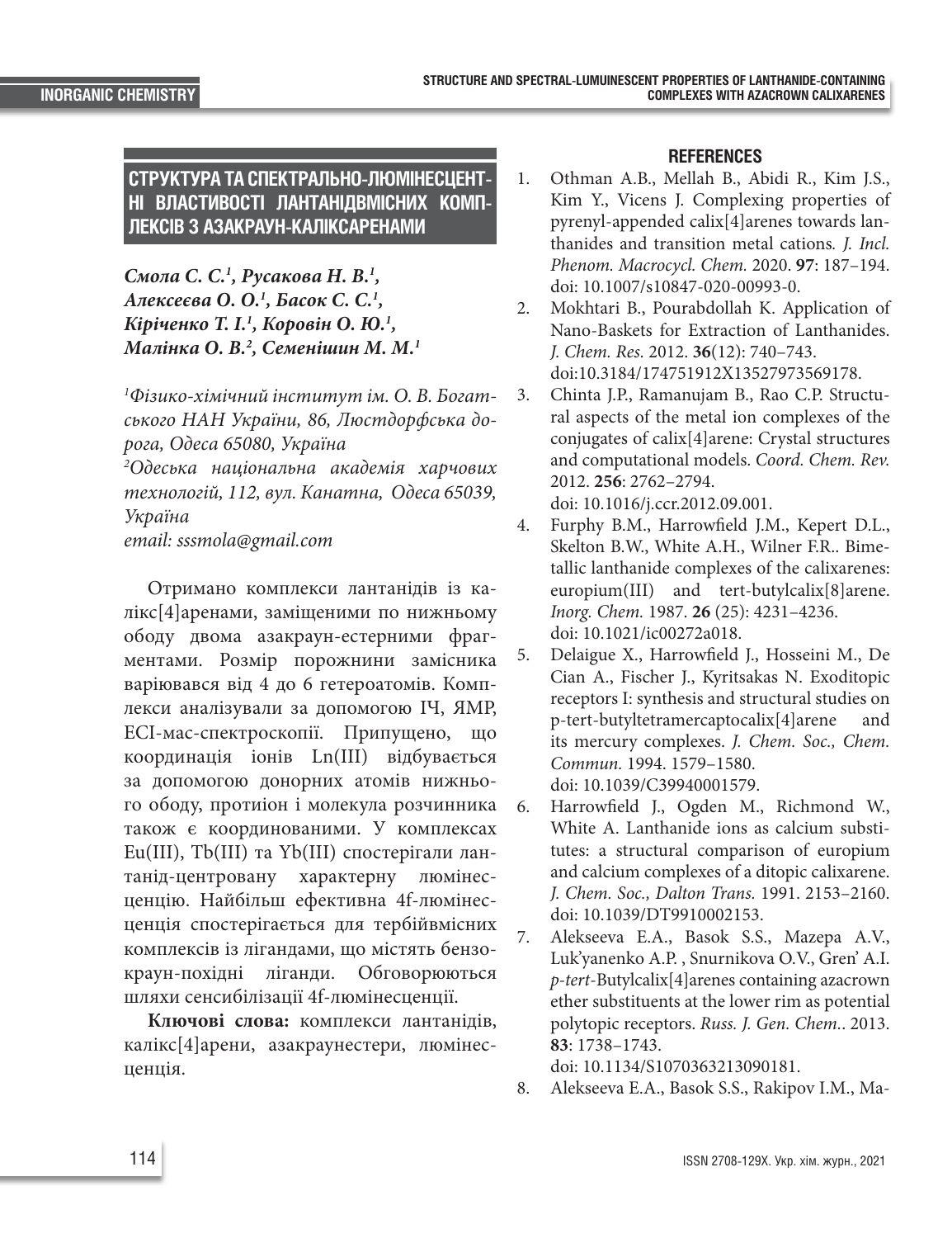# СТРУКТУРА ТА СПЕКТРАЛЬНО-ЛЮМІНЕСЦЕНТНІ ВЛАСТИВОСТІ ЛАНТАНІДВМІСНИХ КОМПЛЕКСІВ З АЗАКРАУН-КАЛІКСАРЕНАМИ

***Смола С. С.[1], Русакова Н. В.[1], Алексеєва О. О.[1], Басок С. С.[1], Кіріченко Т. І.[1], Коровін О. Ю.[1], Малінка О. В.[2], Семенішин М. М.[1]***

*[1]Фізико-хімічний інститут ім. О. В. Богатського НАН України, 86, Люстдорфська дорога, Одеса 65080, Україна*

*[2]Одеська національна академія харчових технологій, 112, вул. Канатна, Одеса 65039, Україна*

*email: sssmola@gmail.com*

Отримано комплекси лантанідів із калікс[4]аренами, заміщеними по нижньому ободу двома азакраун-естерними фрагментами. Розмір порожнини замісника варіювався від 4 до 6 гетероатомів. Комплекси аналізували за допомогою ІЧ, ЯМР, ЕСІ-мас-спектроскопії. Припущено, що координація іонів Ln(III) відбувається за допомогою донорних атомів нижнього ободу, протиіон і молекула розчинника також є координованими. У комплексах Eu(III), Tb(III) та Yb(III) спостерігали лантанід-центровану характерну люмінесценцію. Найбільш ефективна 4f-люмінесценція спостерігається для тербійвмісних комплексів із лігандами, що містять бензокраун-похідні ліганди. Обговорюються шляхи сенсибілізації 4f-люмінесценції.

**Ключові слова:** комплекси лантанідів, калікс[4]арени, азакраунестери, люмінесценція.

## REFERENCES

1. Othman A.B., Mellah B., Abidi R., Kim J.S., Kim Y., Vicens J. Complexing properties of pyrenyl-appended calix[4]arenes towards lanthanides and transition metal cations. *J. Incl. Phenom. Macrocycl. Chem.* 2020. **97**: 187–194. doi: 10.1007/s10847-020-00993-0.
2. Mokhtari B., Pourabdollah K. Application of Nano-Baskets for Extraction of Lanthanides. *J. Chem. Res.* 2012. **36**(12): 740–743. doi:10.3184/174751912X13527973569178.
3. Chinta J.P., Ramanujam B., Rao C.P. Structural aspects of the metal ion complexes of the conjugates of calix[4]arene: Crystal structures and computational models. *Coord. Chem. Rev.* 2012. **256**: 2762–2794. doi: 10.1016/j.ccr.2012.09.001.
4. Furphy B.M., Harrowfield J.M., Kepert D.L., Skelton B.W., White A.H., Wilner F.R.. Bimetallic lanthanide complexes of the calixarenes: europium(III) and tert-butylcalix[8]arene. *Inorg. Chem.* 1987. **26** (25): 4231–4236. doi: 10.1021/ic00272a018.
5. Delaigue X., Harrowfield J., Hosseini M., De Cian A., Fischer J., Kyritsakas N. Exoditopic receptors I: synthesis and structural studies on p-tert-butyltetramercaptocalix[4]arene and its mercury complexes. *J. Chem. Soc., Chem. Commun.* 1994. 1579–1580. doi: 10.1039/C39940001579.
6. Harrowfield J., Ogden M., Richmond W., White A. Lanthanide ions as calcium substitutes: a structural comparison of europium and calcium complexes of a ditopic calixarene. *J. Chem. Soc., Dalton Trans.* 1991. 2153–2160. doi: 10.1039/DT9910002153.
7. Alekseeva E.A., Basok S.S., Mazepa A.V., Luk'yanenko A.P. , Snurnikova O.V., Gren' A.I. *p-tert*-Butylcalix[4]arenes containing azacrown ether substituents at the lower rim as potential polytopic receptors. *Russ. J. Gen. Chem.*. 2013. **83**: 1738–1743. doi: 10.1134/S1070363213090181.
8. Alekseeva E.A., Basok S.S., Rakipov I.M., Ma-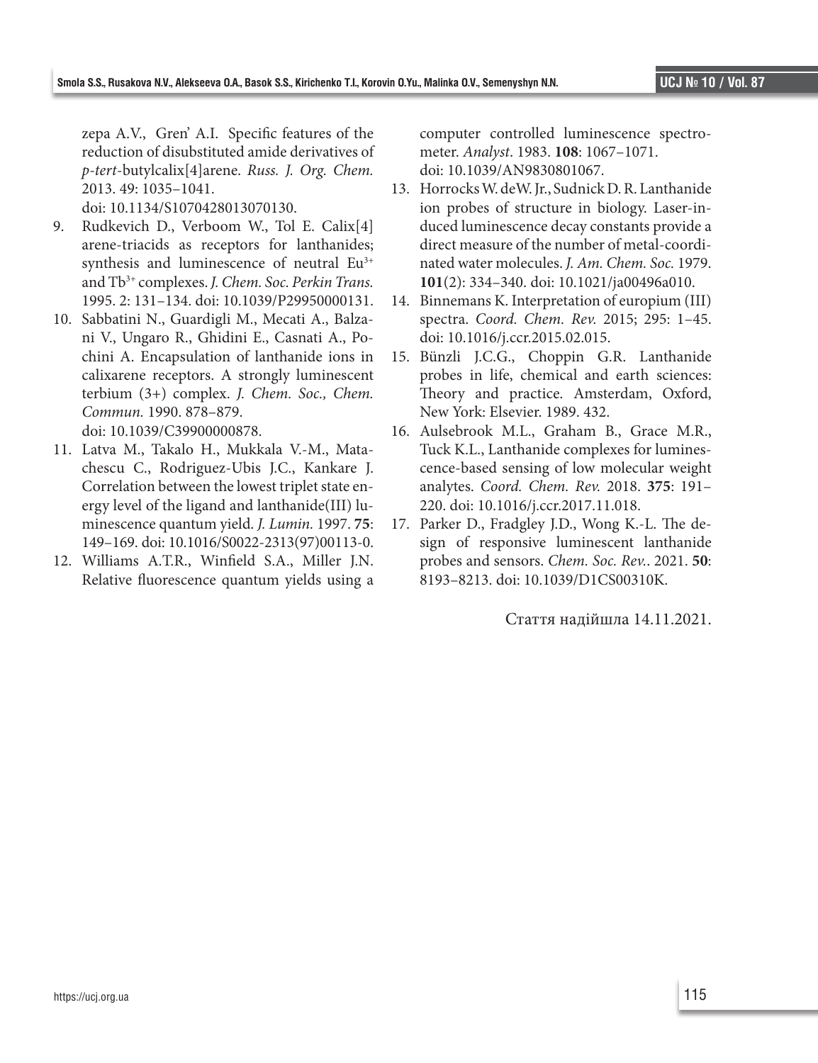zepa A.V., Gren' A.I. Specific features of the reduction of disubstituted amide derivatives of *p-tert*-butylcalix[4]arene. *Russ. J. Org. Chem.* 2013. 49: 1035–1041. doi: 10.1134/S1070428013070130.

9. Rudkevich D., Verboom W., Tol E. Calix[4] arene-triacids as receptors for lanthanides; synthesis and luminescence of neutral $Eu^{3+}$ and $Tb^{3+}$ complexes. *J. Chem. Soc. Perkin Trans.* 1995. 2: 131–134. doi: 10.1039/P29950000131.
10. Sabbatini N., Guardigli M., Mecati A., Balzani V., Ungaro R., Ghidini E., Casnati A., Pochini A. Encapsulation of lanthanide ions in calixarene receptors. A strongly luminescent terbium (3+) complex. *J. Chem. Soc., Chem. Commun.* 1990. 878–879. doi: 10.1039/C39900000878.
11. Latva M., Takalo H., Mukkala V.-M., Matachescu C., Rodriguez-Ubis J.C., Kankare J. Correlation between the lowest triplet state energy level of the ligand and lanthanide(III) luminescence quantum yield. *J. Lumin.* 1997. **75**: 149–169. doi: 10.1016/S0022-2313(97)00113-0.
12. Williams A.T.R., Winfield S.A., Miller J.N. Relative fluorescence quantum yields using a computer controlled luminescence spectrometer. *Analyst*. 1983. **108**: 1067–1071. doi: 10.1039/AN9830801067.
13. Horrocks W. deW. Jr., Sudnick D. R. Lanthanide ion probes of structure in biology. Laser-induced luminescence decay constants provide a direct measure of the number of metal-coordinated water molecules. *J. Am. Chem. Soc.* 1979. **101**(2): 334–340. doi: 10.1021/ja00496a010.
14. Binnemans K. Interpretation of europium (III) spectra. *Coord. Chem. Rev.* 2015; 295: 1–45. doi: 10.1016/j.ccr.2015.02.015.
15. Bünzli J.C.G., Choppin G.R. Lanthanide probes in life, chemical and earth sciences: Theory and practice. Amsterdam, Oxford, New York: Elsevier. 1989. 432.
16. Aulsebrook M.L., Graham B., Grace M.R., Tuck K.L., Lanthanide complexes for luminescence-based sensing of low molecular weight analytes. *Coord. Chem. Rev.* 2018. **375**: 191–220. doi: 10.1016/j.ccr.2017.11.018.
17. Parker D., Fradgley J.D., Wong K.-L. The design of responsive luminescent lanthanide probes and sensors. *Chem. Soc. Rev.*. 2021. **50**: 8193–8213. doi: 10.1039/D1CS00310K.

Стаття надійшла 14.11.2021.